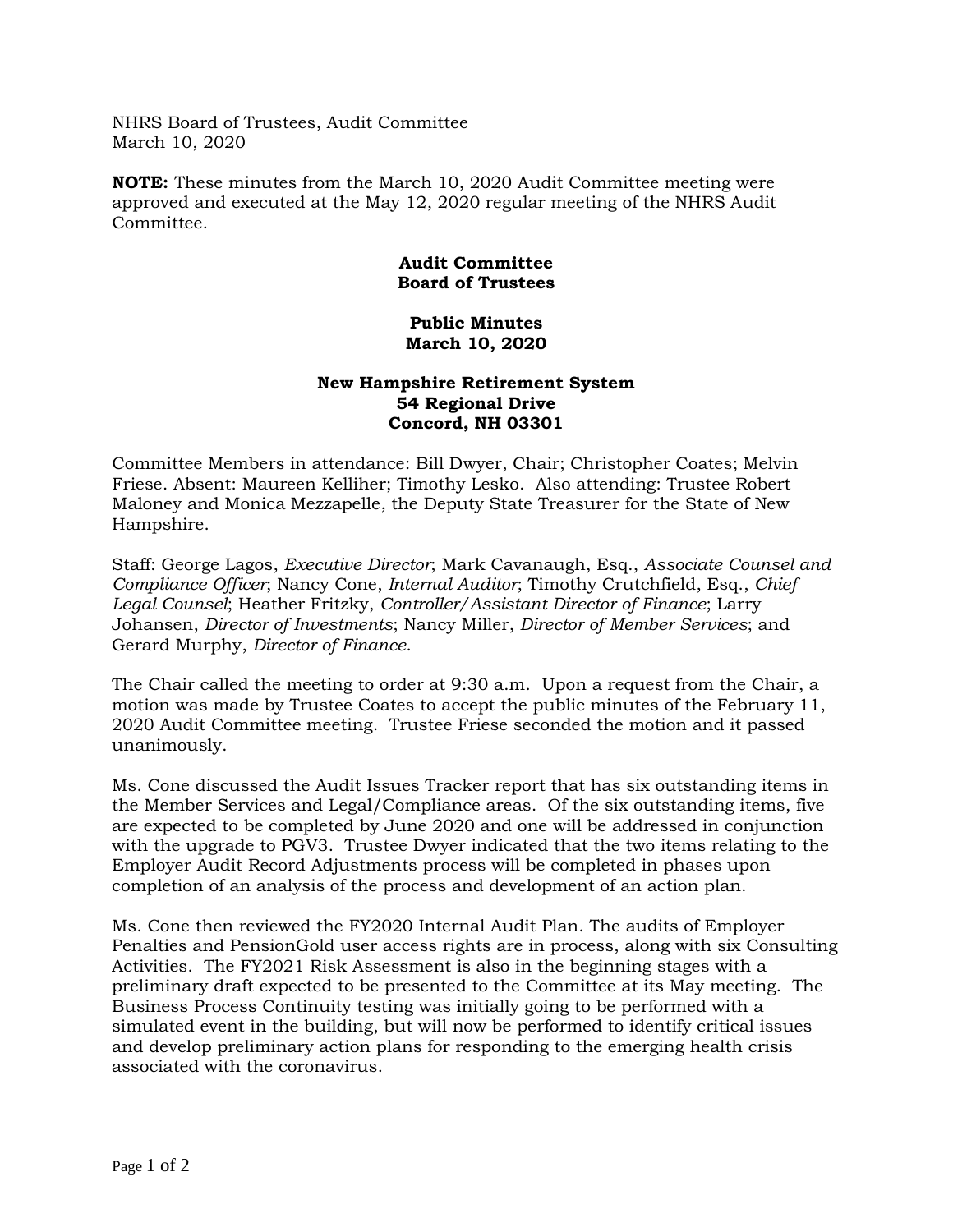NHRS Board of Trustees, Audit Committee
March 10, 2020

**NOTE:** These minutes from the March 10, 2020 Audit Committee meeting were approved and executed at the May 12, 2020 regular meeting of the NHRS Audit Committee.

# Audit Committee
# Board of Trustees

## Public Minutes
## March 10, 2020

### New Hampshire Retirement System
### 54 Regional Drive
### Concord, NH 03301

Committee Members in attendance: Bill Dwyer, Chair; Christopher Coates; Melvin Friese. Absent: Maureen Kelliher; Timothy Lesko. Also attending: Trustee Robert Maloney and Monica Mezzapelle, the Deputy State Treasurer for the State of New Hampshire.

Staff: George Lagos, *Executive Director*; Mark Cavanaugh, Esq., *Associate Counsel and Compliance Officer*; Nancy Cone, *Internal Auditor*; Timothy Crutchfield, Esq., *Chief Legal Counsel*; Heather Fritzky, *Controller/Assistant Director of Finance*; Larry Johansen, *Director of Investments*; Nancy Miller, *Director of Member Services*; and Gerard Murphy, *Director of Finance*.

The Chair called the meeting to order at 9:30 a.m. Upon a request from the Chair, a motion was made by Trustee Coates to accept the public minutes of the February 11, 2020 Audit Committee meeting. Trustee Friese seconded the motion and it passed unanimously.

Ms. Cone discussed the Audit Issues Tracker report that has six outstanding items in the Member Services and Legal/Compliance areas. Of the six outstanding items, five are expected to be completed by June 2020 and one will be addressed in conjunction with the upgrade to PGV3. Trustee Dwyer indicated that the two items relating to the Employer Audit Record Adjustments process will be completed in phases upon completion of an analysis of the process and development of an action plan.

Ms. Cone then reviewed the FY2020 Internal Audit Plan. The audits of Employer Penalties and PensionGold user access rights are in process, along with six Consulting Activities. The FY2021 Risk Assessment is also in the beginning stages with a preliminary draft expected to be presented to the Committee at its May meeting. The Business Process Continuity testing was initially going to be performed with a simulated event in the building, but will now be performed to identify critical issues and develop preliminary action plans for responding to the emerging health crisis associated with the coronavirus.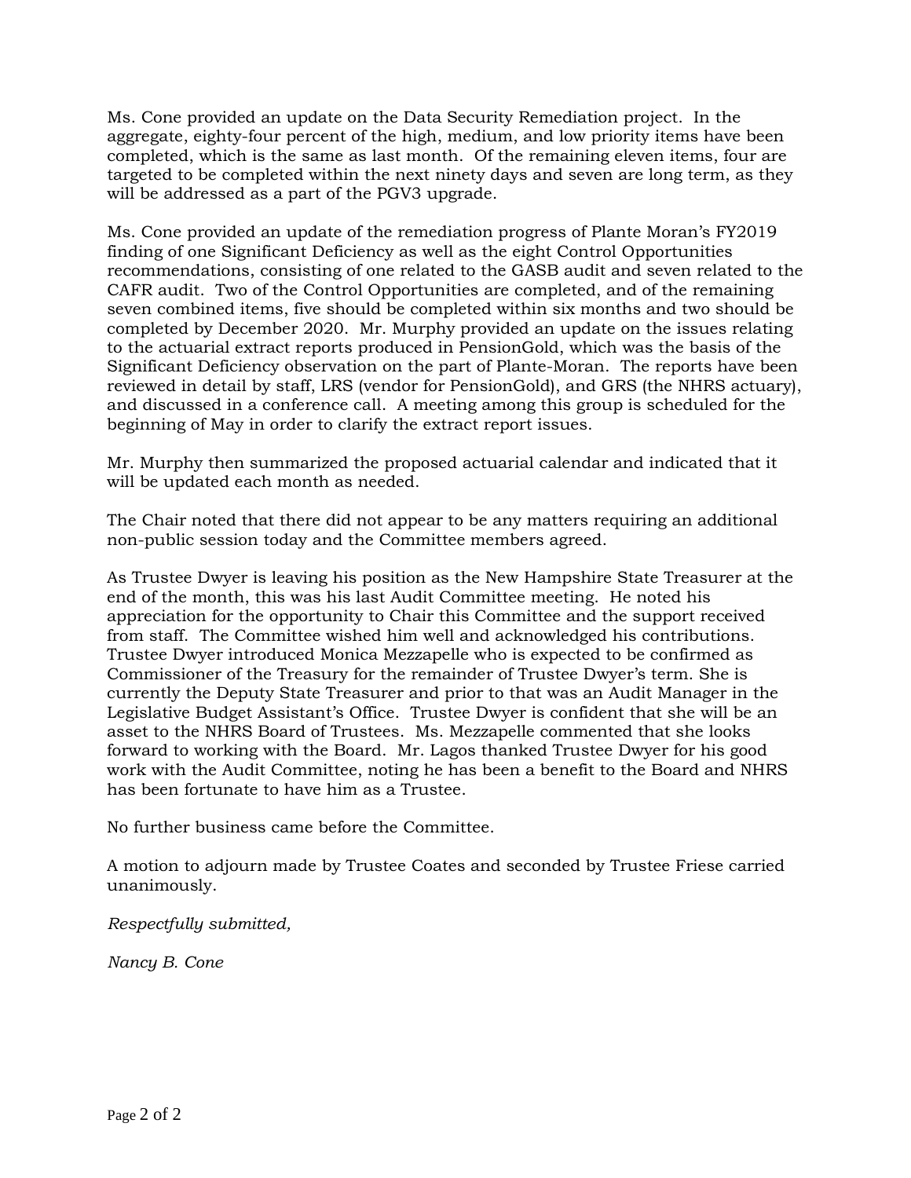Ms. Cone provided an update on the Data Security Remediation project. In the aggregate, eighty-four percent of the high, medium, and low priority items have been completed, which is the same as last month. Of the remaining eleven items, four are targeted to be completed within the next ninety days and seven are long term, as they will be addressed as a part of the PGV3 upgrade.

Ms. Cone provided an update of the remediation progress of Plante Moran's FY2019 finding of one Significant Deficiency as well as the eight Control Opportunities recommendations, consisting of one related to the GASB audit and seven related to the CAFR audit. Two of the Control Opportunities are completed, and of the remaining seven combined items, five should be completed within six months and two should be completed by December 2020. Mr. Murphy provided an update on the issues relating to the actuarial extract reports produced in PensionGold, which was the basis of the Significant Deficiency observation on the part of Plante-Moran. The reports have been reviewed in detail by staff, LRS (vendor for PensionGold), and GRS (the NHRS actuary), and discussed in a conference call. A meeting among this group is scheduled for the beginning of May in order to clarify the extract report issues.

Mr. Murphy then summarized the proposed actuarial calendar and indicated that it will be updated each month as needed.

The Chair noted that there did not appear to be any matters requiring an additional non-public session today and the Committee members agreed.

As Trustee Dwyer is leaving his position as the New Hampshire State Treasurer at the end of the month, this was his last Audit Committee meeting. He noted his appreciation for the opportunity to Chair this Committee and the support received from staff. The Committee wished him well and acknowledged his contributions. Trustee Dwyer introduced Monica Mezzapelle who is expected to be confirmed as Commissioner of the Treasury for the remainder of Trustee Dwyer's term. She is currently the Deputy State Treasurer and prior to that was an Audit Manager in the Legislative Budget Assistant's Office. Trustee Dwyer is confident that she will be an asset to the NHRS Board of Trustees. Ms. Mezzapelle commented that she looks forward to working with the Board. Mr. Lagos thanked Trustee Dwyer for his good work with the Audit Committee, noting he has been a benefit to the Board and NHRS has been fortunate to have him as a Trustee.

No further business came before the Committee.

A motion to adjourn made by Trustee Coates and seconded by Trustee Friese carried unanimously.

*Respectfully submitted,*

*Nancy B. Cone*